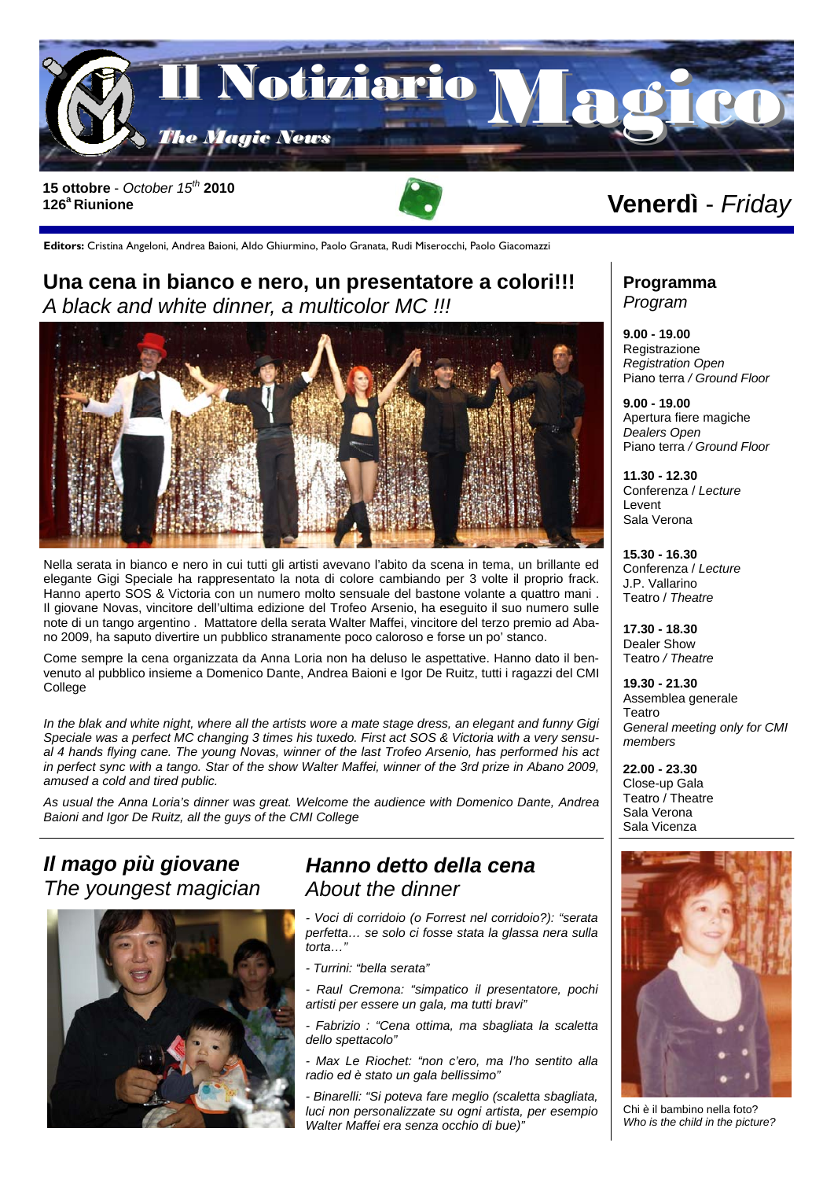# Il Notiziario Magico

*The Magic News*

**15 ottobre** - *October 15th* **2010**
**126a Riunione**

**Venerdì** - *Friday*

**Editors:** Cristina Angeloni, Andrea Baioni, Aldo Ghiurmino, Paolo Granata, Rudi Miserocchi, Paolo Giacomazzi

## Una cena in bianco e nero, un presentatore a colori!!!
## *A black and white dinner, a multicolor MC !!!*

Nella serata in bianco e nero in cui tutti gli artisti avevano l'abito da scena in tema, un brillante ed elegante Gigi Speciale ha rappresentato la nota di colore cambiando per 3 volte il proprio frack. Hanno aperto SOS & Victoria con un numero molto sensuale del bastone volante a quattro mani . Il giovane Novas, vincitore dell'ultima edizione del Trofeo Arsenio, ha eseguito il suo numero sulle note di un tango argentino . Mattatore della serata Walter Maffei, vincitore del terzo premio ad Abano 2009, ha saputo divertire un pubblico stranamente poco caloroso e forse un po' stanco.

Come sempre la cena organizzata da Anna Loria non ha deluso le aspettative. Hanno dato il benvenuto al pubblico insieme a Domenico Dante, Andrea Baioni e Igor De Ruitz, tutti i ragazzi del CMI College

*In the blak and white night, where all the artists wore a mate stage dress, an elegant and funny Gigi Speciale was a perfect MC changing 3 times his tuxedo. First act SOS & Victoria with a very sensual 4 hands flying cane. The young Novas, winner of the last Trofeo Arsenio, has performed his act in perfect sync with a tango. Star of the show Walter Maffei, winner of the 3rd prize in Abano 2009, amused a cold and tired public.*

*As usual the Anna Loria's dinner was great. Welcome the audience with Domenico Dante, Andrea Baioni and Igor De Ruitz, all the guys of the CMI College*

## Programma
## *Program*

**9.00 - 19.00**
Registrazione
*Registration Open*
Piano terra */ Ground Floor*

**9.00 - 19.00**
Apertura fiere magiche
*Dealers Open*
Piano terra */ Ground Floor*

**11.30 - 12.30**
Conferenza / *Lecture*
Levent
Sala Verona

**15.30 - 16.30**
Conferenza / *Lecture*
J.P. Vallarino
Teatro / *Theatre*

**17.30 - 18.30**
Dealer Show
Teatro */ Theatre*

**19.30 - 21.30**
Assemblea generale
Teatro
*General meeting only for CMI members*

**22.00 - 23.30**
Close-up Gala
Teatro / Theatre
Sala Verona
Sala Vicenza

## *Il mago più giovane*
## *The youngest magician*

## *Hanno detto della cena*
## About the dinner

*- Voci di corridoio (o Forrest nel corridoio?): "serata perfetta… se solo ci fosse stata la glassa nera sulla torta…"*

*- Turrini: "bella serata"*

*- Raul Cremona: "simpatico il presentatore, pochi artisti per essere un gala, ma tutti bravi"*

*- Fabrizio : "Cena ottima, ma sbagliata la scaletta dello spettacolo"*

*- Max Le Riochet: "non c'ero, ma l'ho sentito alla radio ed è stato un gala bellissimo"*

*- Binarelli: "Si poteva fare meglio (scaletta sbagliata, luci non personalizzate su ogni artista, per esempio Walter Maffei era senza occhio di bue)"*

Chi è il bambino nella foto?
*Who is the child in the picture?*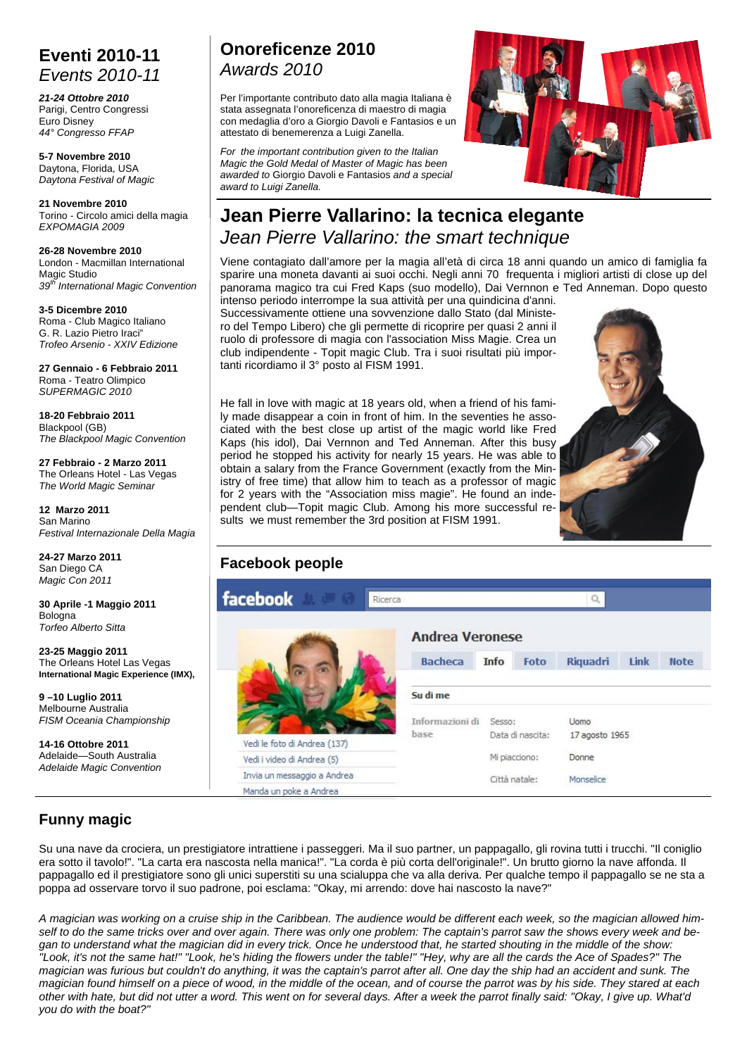## Eventi 2010-11
*Events 2010-11*

***21-24 Ottobre 2010***
Parigi, Centro Congressi Euro Disney
*44° Congresso FFAP*

**5-7 Novembre 2010**
Daytona, Florida, USA
*Daytona Festival of Magic*

**21 Novembre 2010**
Torino - Circolo amici della magia
*EXPOMAGIA 2009*

**26-28 Novembre 2010**
London - Macmillan International Magic Studio
*39th International Magic Convention*

**3-5 Dicembre 2010**
Roma - Club Magico Italiano G. R. Lazio Pietro Iraci"
*Trofeo Arsenio - XXIV Edizione*

**27 Gennaio - 6 Febbraio 2011**
Roma - Teatro Olimpico
*SUPERMAGIC 2010*

**18-20 Febbraio 2011**
Blackpool (GB)
*The Blackpool Magic Convention*

**27 Febbraio - 2 Marzo 2011**
The Orleans Hotel - Las Vegas
*The World Magic Seminar*

**12 Marzo 2011**
San Marino
*Festival Internazionale Della Magia*

**24-27 Marzo 2011**
San Diego CA
*Magic Con 2011*

**30 Aprile -1 Maggio 2011**
Bologna
*Torfeo Alberto Sitta*

**23-25 Maggio 2011**
The Orleans Hotel Las Vegas
**International Magic Experience (IMX),**

**9 –10 Luglio 2011**
Melbourne Australia
*FISM Oceania Championship*

**14-16 Ottobre 2011**
Adelaide—South Australia
*Adelaide Magic Convention*

## Onoreficenze 2010
*Awards 2010*

Per l'importante contributo dato alla magia Italiana è stata assegnata l'onoreficenza di maestro di magia con medaglia d'oro a Giorgio Davoli e Fantasios e un attestato di benemerenza a Luigi Zanella.

*For the important contribution given to the Italian Magic the Gold Medal of Master of Magic has been awarded to* Giorgio Davoli e Fantasios *and a special award to Luigi Zanella.*

## Jean Pierre Vallarino: la tecnica elegante
*Jean Pierre Vallarino: the smart technique*

Viene contagiato dall'amore per la magia all'età di circa 18 anni quando un amico di famiglia fa sparire una moneta davanti ai suoi occhi. Negli anni 70 frequenta i migliori artisti di close up del panorama magico tra cui Fred Kaps (suo modello), Dai Vernnon e Ted Anneman. Dopo questo intenso periodo interrompe la sua attività per una quindicina d'anni. Successivamente ottiene una sovvenzione dallo Stato (dal Ministero del Tempo Libero) che gli permette di ricoprire per quasi 2 anni il ruolo di professore di magia con l'association Miss Magie. Crea un club indipendente - Topit magic Club. Tra i suoi risultati più importanti ricordiamo il 3° posto al FISM 1991.

He fall in love with magic at 18 years old, when a friend of his family made disappear a coin in front of him. In the seventies he associated with the best close up artist of the magic world like Fred Kaps (his idol), Dai Vernnon and Ted Anneman. After this busy period he stopped his activity for nearly 15 years. He was able to obtain a salary from the France Government (exactly from the Ministry of free time) that allow him to teach as a professor of magic for 2 years with the "Association miss magie". He found an independent club—Topit magic Club. Among his more successful results we must remember the 3rd position at FISM 1991.

## Facebook people

facebook

Ricerca

**Andrea Veronese**

Bacheca | Info | Foto | Riquadri | Link | Note

Vedi le foto di Andrea (137)
Vedi i video di Andrea (5)
Invia un messaggio a Andrea
Manda un poke a Andrea

**Su di me**

| | | |
|---|---|---|
| Informazioni di base | Sesso: | Uomo |
| | Data di nascita: | 17 agosto 1965 |
| | Mi piacciono: | Donne |
| | Città natale: | Monselice |

## Funny magic

Su una nave da crociera, un prestigiatore intrattiene i passeggeri. Ma il suo partner, un pappagallo, gli rovina tutti i trucchi. "Il coniglio era sotto il tavolo!". "La carta era nascosta nella manica!". "La corda è più corta dell'originale!". Un brutto giorno la nave affonda. Il pappagallo ed il prestigiatore sono gli unici superstiti su una scialuppa che va alla deriva. Per qualche tempo il pappagallo se ne sta a poppa ad osservare torvo il suo padrone, poi esclama: "Okay, mi arrendo: dove hai nascosto la nave?"

*A magician was working on a cruise ship in the Caribbean. The audience would be different each week, so the magician allowed himself to do the same tricks over and over again. There was only one problem: The captain's parrot saw the shows every week and began to understand what the magician did in every trick. Once he understood that, he started shouting in the middle of the show: "Look, it's not the same hat!" "Look, he's hiding the flowers under the table!" "Hey, why are all the cards the Ace of Spades?" The magician was furious but couldn't do anything, it was the captain's parrot after all. One day the ship had an accident and sunk. The magician found himself on a piece of wood, in the middle of the ocean, and of course the parrot was by his side. They stared at each other with hate, but did not utter a word. This went on for several days. After a week the parrot finally said: "Okay, I give up. What'd you do with the boat?"*